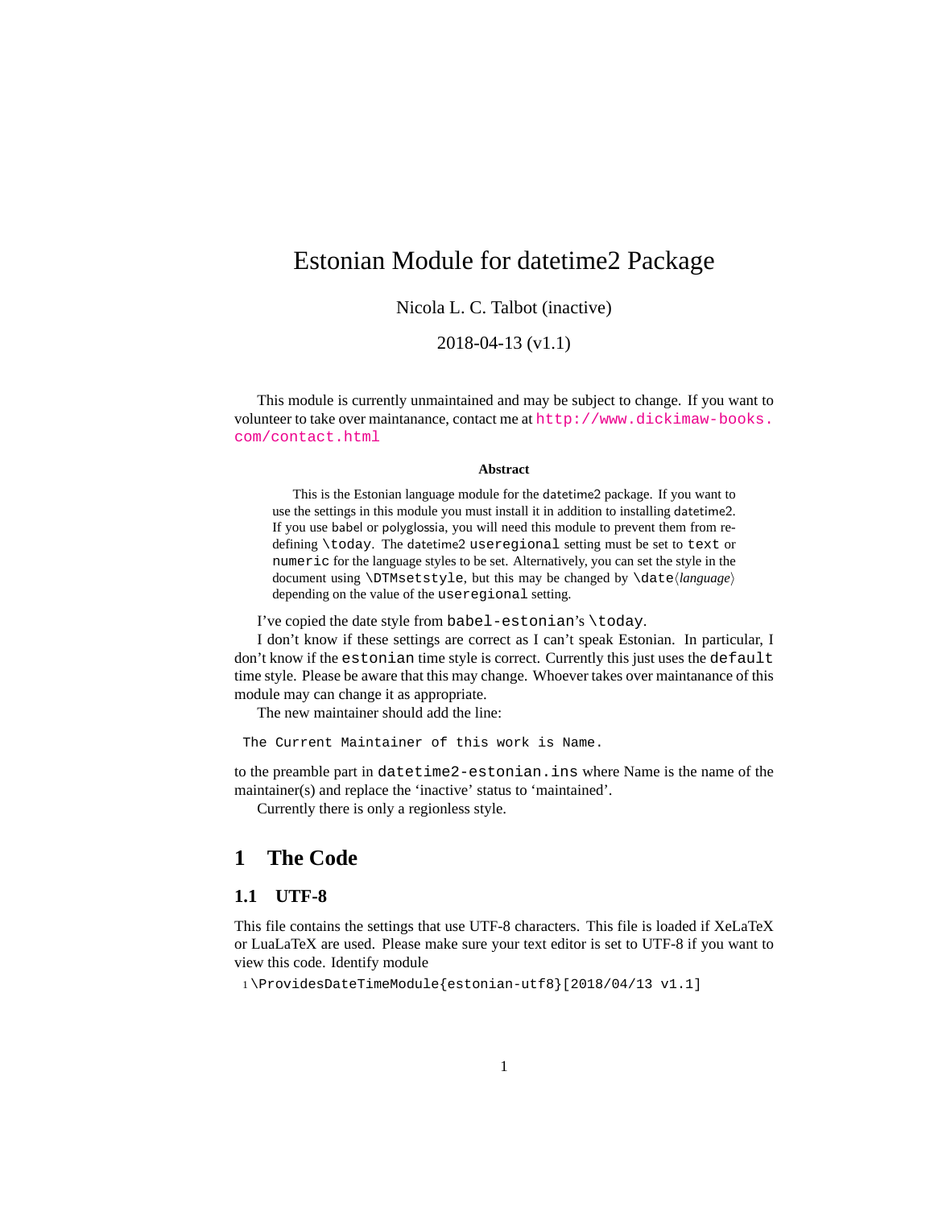# Estonian Module for datetime2 Package

Nicola L. C. Talbot (inactive)

2018-04-13 (v1.1)

This module is currently unmaintained and may be subject to change. If you want to volunteer to take over maintanance, contact me at http://www.dickimaw-books.com/contact.html

**Abstract**

This is the Estonian language module for the datetime2 package. If you want to use the settings in this module you must install it in addition to installing datetime2. If you use babel or polyglossia, you will need this module to prevent them from redefining `\today`. The datetime2 `useregional` setting must be set to `text` or `numeric` for the language styles to be set. Alternatively, you can set the style in the document using `\DTMsetstyle`, but this may be changed by `\date`⟨*language*⟩ depending on the value of the `useregional` setting.

I've copied the date style from `babel-estonian`'s `\today`.

I don't know if these settings are correct as I can't speak Estonian. In particular, I don't know if the `estonian` time style is correct. Currently this just uses the `default` time style. Please be aware that this may change. Whoever takes over maintanance of this module may can change it as appropriate.

The new maintainer should add the line:

```
The Current Maintainer of this work is Name.
```

to the preamble part in `datetime2-estonian.ins` where Name is the name of the maintainer(s) and replace the 'inactive' status to 'maintained'.

Currently there is only a regionless style.

## 1 The Code

### 1.1 UTF-8

This file contains the settings that use UTF-8 characters. This file is loaded if XeLaTeX or LuaLaTeX are used. Please make sure your text editor is set to UTF-8 if you want to view this code. Identify module

```
1 \ProvidesDateTimeModule{estonian-utf8}[2018/04/13 v1.1]
```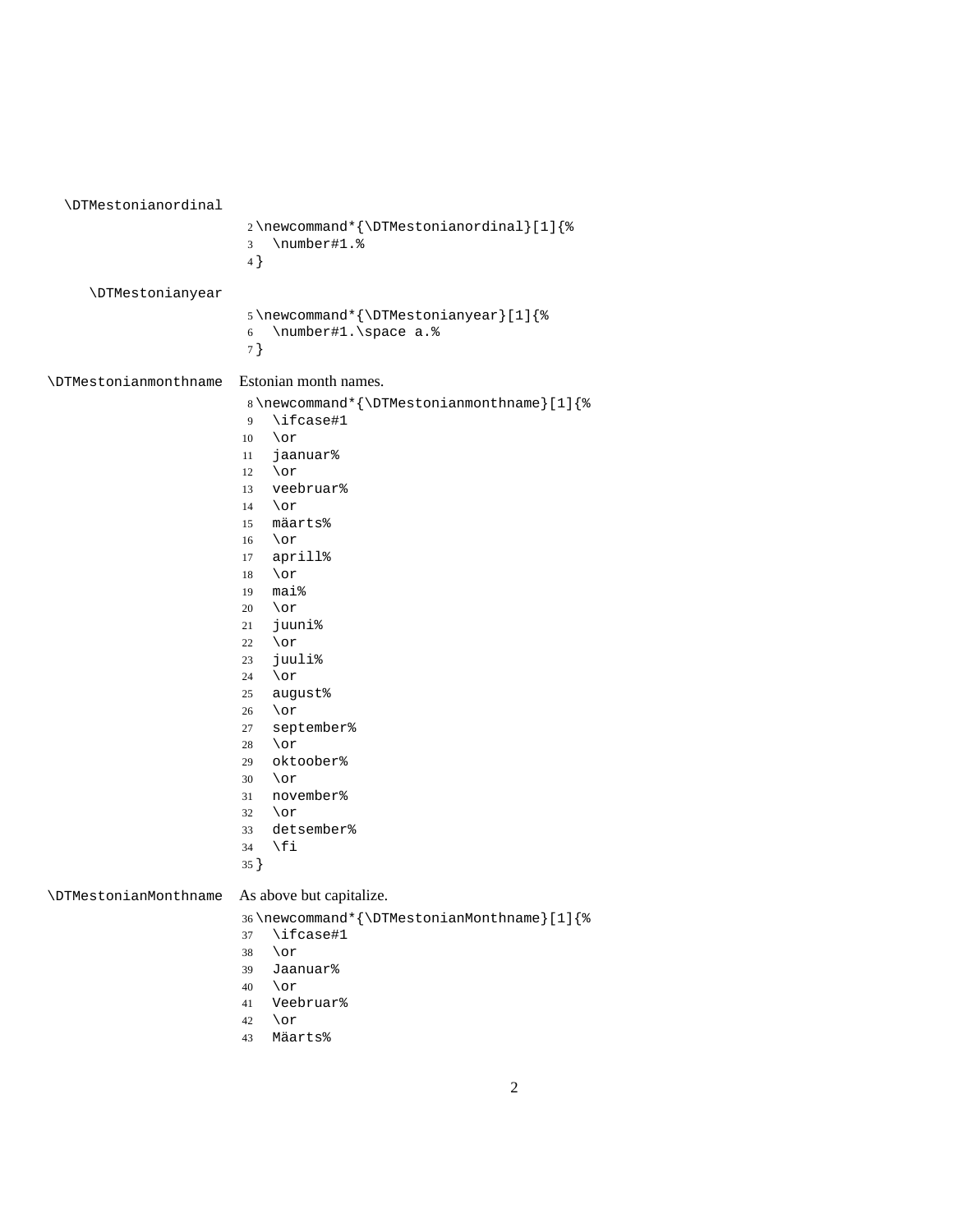\DTMestonianordinal

```
2 \newcommand*{\DTMestonianordinal}[1]{%
3   \number#1.%
4 }
```

\DTMestonianyear

```
5 \newcommand*{\DTMestonianyear}[1]{%
6   \number#1.\space a.%
7 }
```

\DTMestonianmonthname Estonian month names.

```
8 \newcommand*{\DTMestonianmonthname}[1]{%
9   \ifcase#1
10  \or
11  jaanuar%
12  \or
13  veebruar%
14  \or
15  märts%
16  \or
17  aprill%
18  \or
19  mai%
20  \or
21  juuni%
22  \or
23  juuli%
24  \or
25  august%
26  \or
27  september%
28  \or
29  oktoober%
30  \or
31  november%
32  \or
33  detsember%
34  \fi
35 }
```

\DTMestonianMonthname As above but capitalize.

```
36 \newcommand*{\DTMestonianMonthname}[1]{%
37  \ifcase#1
38  \or
39  Jaanuar%
40  \or
41  Veebruar%
42  \or
43  Märts%
```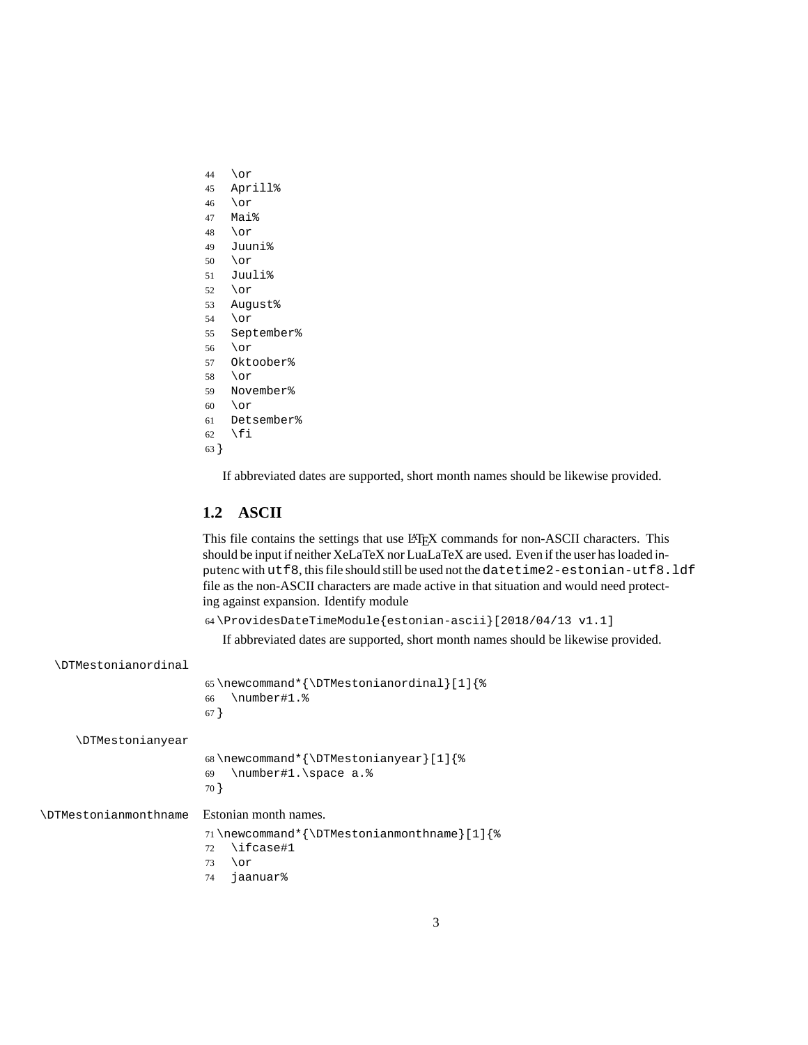```
44   \or
45   Aprill%
46   \or
47   Mai%
48   \or
49   Juuni%
50   \or
51   Juuli%
52   \or
53   August%
54   \or
55   September%
56   \or
57   Oktoober%
58   \or
59   November%
60   \or
61   Detsember%
62   \fi
63 }
```

If abbreviated dates are supported, short month names should be likewise provided.

## 1.2 ASCII

This file contains the settings that use LaTeX commands for non-ASCII characters. This should be input if neither XeLaTeX nor LuaLaTeX are used. Even if the user has loaded inputenc with `utf8`, this file should still be used not the `datetime2-estonian-utf8.ldf` file as the non-ASCII characters are made active in that situation and would need protecting against expansion. Identify module

```
64 \ProvidesDateTimeModule{estonian-ascii}[2018/04/13 v1.1]
```

If abbreviated dates are supported, short month names should be likewise provided.

\DTMestonianordinal

```
65 \newcommand*{\DTMestonianordinal}[1]{%
66   \number#1.%
67 }
```

\DTMestonianyear

```
68 \newcommand*{\DTMestonianyear}[1]{%
69   \number#1.\space a.%
70 }
```

\DTMestonianmonthname Estonian month names.

```
71 \newcommand*{\DTMestonianmonthname}[1]{%
72   \ifcase#1
73   \or
74   jaanuar%
```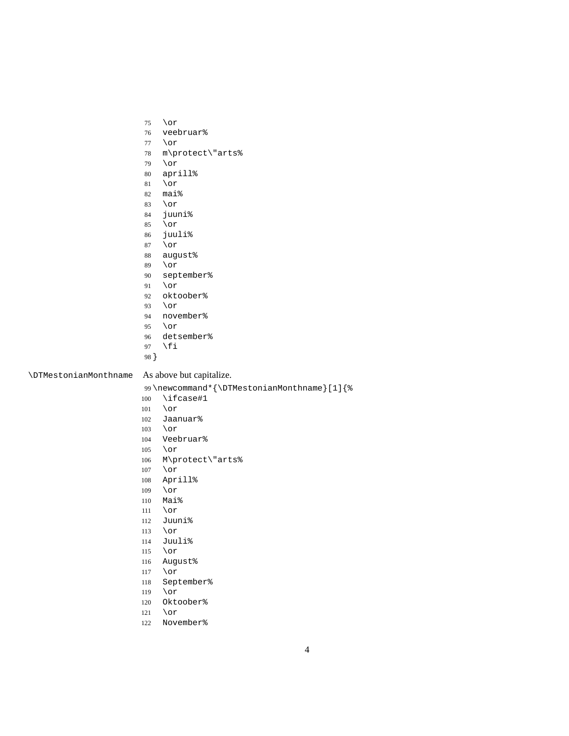```
75   \or
76   veebruar%
77   \or
78   m\protect\"arts%
79   \or
80   aprill%
81   \or
82   mai%
83   \or
84   juuni%
85   \or
86   juuli%
87   \or
88   august%
89   \or
90   september%
91   \or
92   oktoober%
93   \or
94   november%
95   \or
96   detsember%
97   \fi
98 }
```

\DTMestonianMonthname As above but capitalize.

```
99 \newcommand*{\DTMestonianMonthname}[1]{%
100   \ifcase#1
101   \or
102   Jaanuar%
103   \or
104   Veebruar%
105   \or
106   M\protect\"arts%
107   \or
108   Aprill%
109   \or
110   Mai%
111   \or
112   Juuni%
113   \or
114   Juuli%
115   \or
116   August%
117   \or
118   September%
119   \or
120   Oktoober%
121   \or
122   November%
```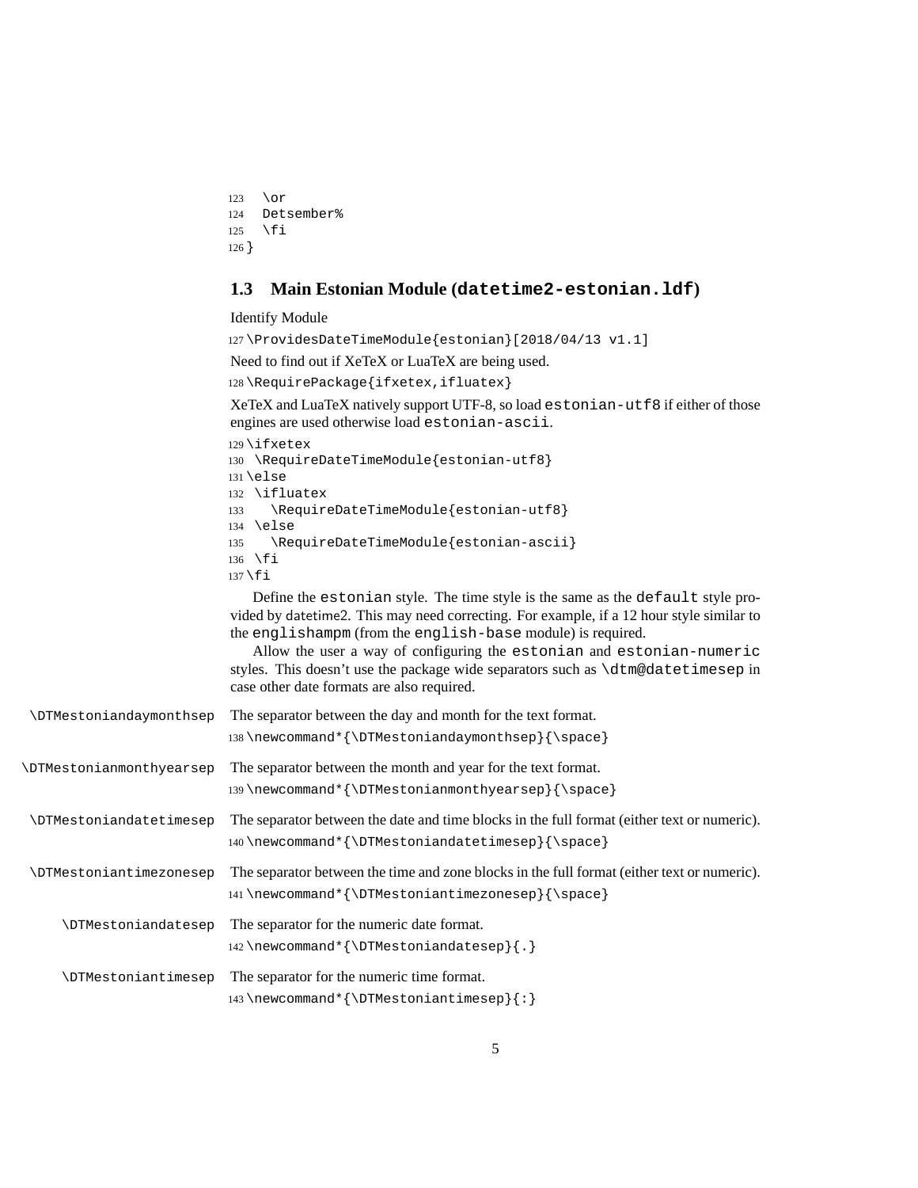```
123   \or
124   Detsember%
125   \fi
126 }
```

### 1.3 Main Estonian Module (`datetime2-estonian.ldf`)

Identify Module

```
127 \ProvidesDateTimeModule{estonian}[2018/04/13 v1.1]
```

Need to find out if XeTeX or LuaTeX are being used.

```
128 \RequirePackage{ifxetex,ifluatex}
```

XeTeX and LuaTeX natively support UTF-8, so load `estonian-utf8` if either of those engines are used otherwise load `estonian-ascii`.

```
129 \ifxetex
130   \RequireDateTimeModule{estonian-utf8}
131 \else
132   \ifluatex
133     \RequireDateTimeModule{estonian-utf8}
134   \else
135     \RequireDateTimeModule{estonian-ascii}
136   \fi
137 \fi
```

Define the `estonian` style. The time style is the same as the `default` style provided by datetime2. This may need correcting. For example, if a 12 hour style similar to the `englishampm` (from the `english-base` module) is required.

Allow the user a way of configuring the `estonian` and `estonian-numeric` styles. This doesn't use the package wide separators such as `\dtm@datetimesep` in case other date formats are also required.

`\DTMestoniandaymonthsep` The separator between the day and month for the text format.

```
138 \newcommand*{\DTMestoniandaymonthsep}{\space}
```

`\DTMestonianmonthyearsep` The separator between the month and year for the text format.

```
139 \newcommand*{\DTMestonianmonthyearsep}{\space}
```

`\DTMestoniandatetimesep` The separator between the date and time blocks in the full format (either text or numeric).

```
140 \newcommand*{\DTMestoniandatetimesep}{\space}
```

`\DTMestoniantimezonesep` The separator between the time and zone blocks in the full format (either text or numeric).

```
141 \newcommand*{\DTMestoniantimezonesep}{\space}
```

`\DTMestoniandatesep` The separator for the numeric date format.

```
142 \newcommand*{\DTMestoniandatesep}{.}
```

`\DTMestoniantimesep` The separator for the numeric time format.

```
143 \newcommand*{\DTMestoniantimesep}{:}
```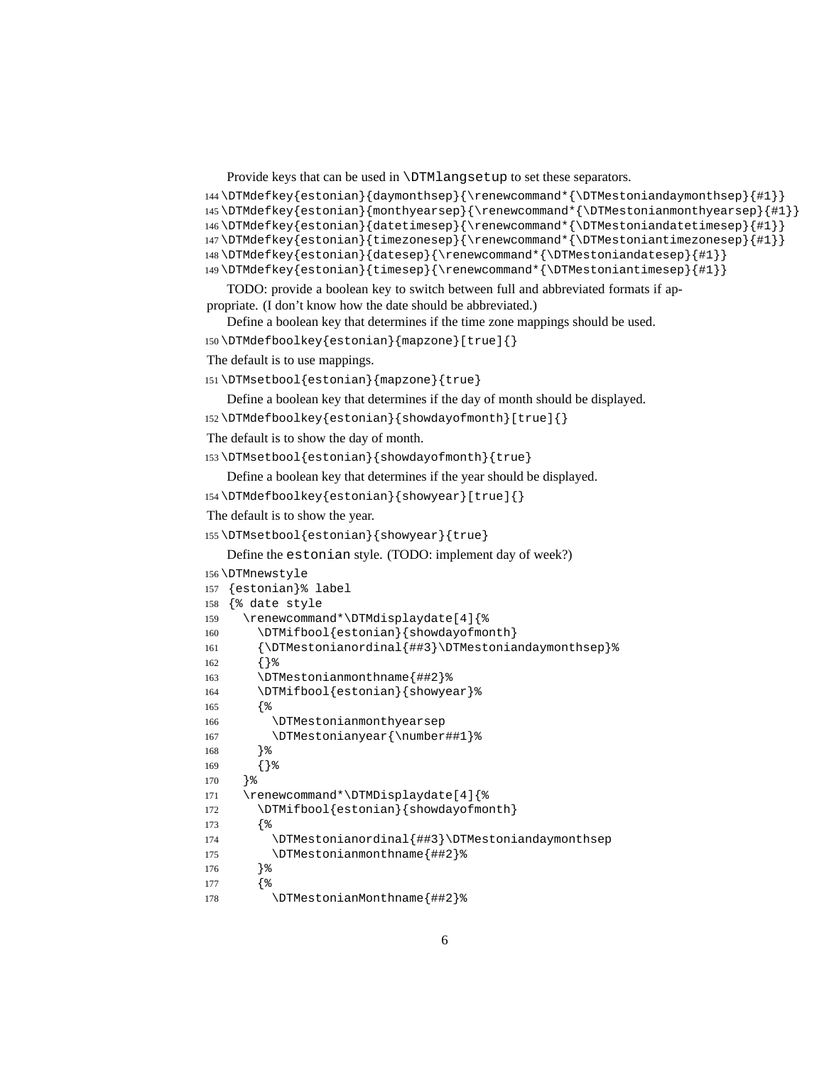Provide keys that can be used in `\DTMlangsetup` to set these separators.

```
144 \DTMdefkey{estonian}{daymonthsep}{\renewcommand*{\DTMestoniandaymonthsep}{#1}}
145 \DTMdefkey{estonian}{monthyearsep}{\renewcommand*{\DTMestonianmonthyearsep}{#1}}
146 \DTMdefkey{estonian}{datetimesep}{\renewcommand*{\DTMestoniandatetimesep}{#1}}
147 \DTMdefkey{estonian}{timezonesep}{\renewcommand*{\DTMestoniantimezonesep}{#1}}
148 \DTMdefkey{estonian}{datesep}{\renewcommand*{\DTMestoniandatesep}{#1}}
149 \DTMdefkey{estonian}{timesep}{\renewcommand*{\DTMestoniantimesep}{#1}}
```

TODO: provide a boolean key to switch between full and abbreviated formats if appropriate. (I don't know how the date should be abbreviated.)

Define a boolean key that determines if the time zone mappings should be used.

```
150 \DTMdefboolkey{estonian}{mapzone}[true]{}
```

The default is to use mappings.

```
151 \DTMsetbool{estonian}{mapzone}{true}
```

Define a boolean key that determines if the day of month should be displayed.

```
152 \DTMdefboolkey{estonian}{showdayofmonth}[true]{}
```

The default is to show the day of month.

```
153 \DTMsetbool{estonian}{showdayofmonth}{true}
```

Define a boolean key that determines if the year should be displayed.

```
154 \DTMdefboolkey{estonian}{showyear}[true]{}
```

The default is to show the year.

```
155 \DTMsetbool{estonian}{showyear}{true}
```

Define the `estonian` style. (TODO: implement day of week?)

```
156 \DTMnewstyle
157  {estonian}% label
158  {% date style
159    \renewcommand*\DTMdisplaydate[4]{%
160      \DTMifbool{estonian}{showdayofmonth}
161      {\DTMestonianordinal{##3}\DTMestoniandaymonthsep}%
162      {}%
163      \DTMestonianmonthname{##2}%
164      \DTMifbool{estonian}{showyear}%
165      {%
166        \DTMestonianmonthyearsep
167        \DTMestonianyear{\number##1}%
168      }%
169      {}%
170    }%
171    \renewcommand*\DTMDisplaydate[4]{%
172      \DTMifbool{estonian}{showdayofmonth}
173      {%
174        \DTMestonianordinal{##3}\DTMestoniandaymonthsep
175        \DTMestonianmonthname{##2}%
176      }%
177      {%
178        \DTMestonianMonthname{##2}%
```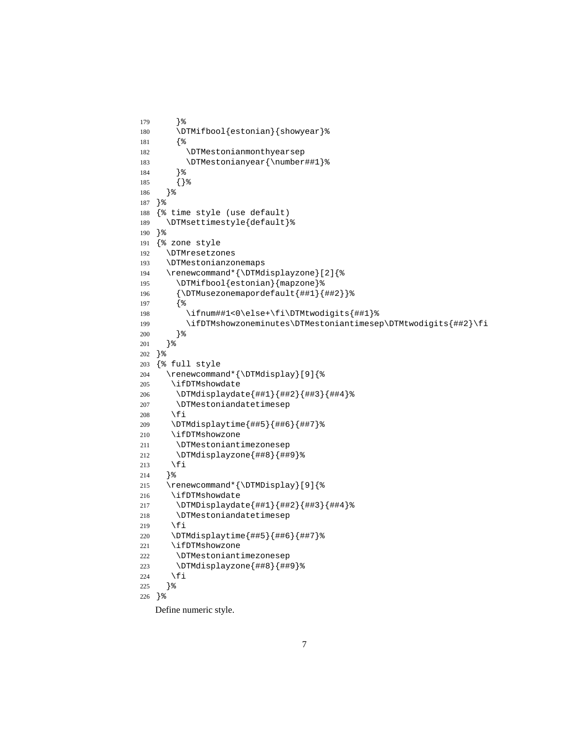```
179     }%
180     \DTMifbool{estonian}{showyear}%
181     {%
182       \DTMestonianmonthyearsep
183       \DTMestonianyear{\number##1}%
184     }%
185     {}%
186   }%
187 }%
188 {% time style (use default)
189   \DTMsettimestyle{default}%
190 }%
191 {% zone style
192   \DTMresetzones
193   \DTMestonianzonemaps
194   \renewcommand*{\DTMdisplayzone}[2]{%
195     \DTMifbool{estonian}{mapzone}%
196     {\DTMusezonemapordefault{##1}{##2}}%
197     {%
198       \ifnum##1<0\else+\fi\DTMtwodigits{##1}%
199       \ifDTMshowzoneminutes\DTMestoniantimesep\DTMtwodigits{##2}\fi
200     }%
201   }%
202 }%
203 {% full style
204   \renewcommand*{\DTMdisplay}[9]{%
205    \ifDTMshowdate
206     \DTMdisplaydate{##1}{##2}{##3}{##4}%
207     \DTMestoniandatetimesep
208    \fi
209    \DTMdisplaytime{##5}{##6}{##7}%
210    \ifDTMshowzone
211     \DTMestoniantimezonesep
212     \DTMdisplayzone{##8}{##9}%
213    \fi
214   }%
215   \renewcommand*{\DTMDisplay}[9]{%
216    \ifDTMshowdate
217     \DTMDisplaydate{##1}{##2}{##3}{##4}%
218     \DTMestoniandatetimesep
219    \fi
220    \DTMdisplaytime{##5}{##6}{##7}%
221    \ifDTMshowzone
222     \DTMestoniantimezonesep
223     \DTMdisplayzone{##8}{##9}%
224    \fi
225   }%
226 }%
```

Define numeric style.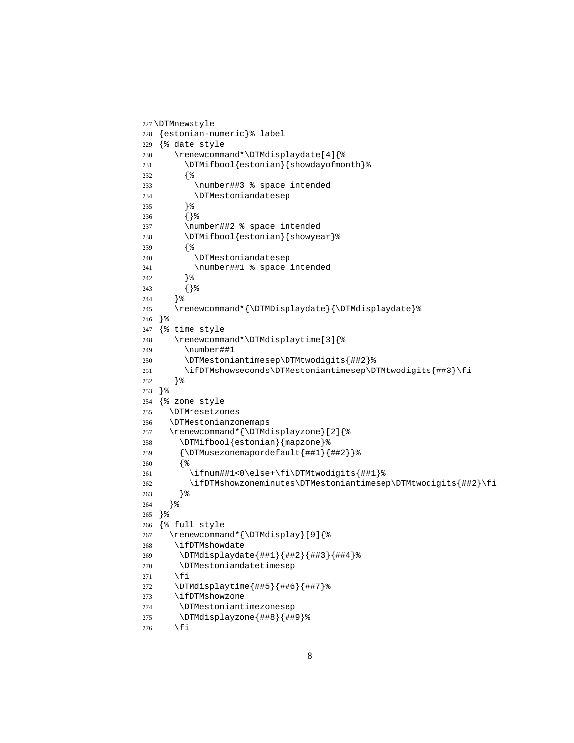```
227 \DTMnewstyle
228 {estonian-numeric}% label
229 {% date style
230    \renewcommand*\DTMdisplaydate[4]{%
231      \DTMifbool{estonian}{showdayofmonth}%
232      {%
233        \number##3 % space intended
234        \DTMestoniandatesep
235      }%
236      {}%
237      \number##2 % space intended
238      \DTMifbool{estonian}{showyear}%
239      {%
240        \DTMestoniandatesep
241        \number##1 % space intended
242      }%
243      {}%
244    }%
245    \renewcommand*{\DTMDisplaydate}{\DTMdisplaydate}%
246 }%
247 {% time style
248    \renewcommand*\DTMdisplaytime[3]{%
249      \number##1
250      \DTMestoniantimesep\DTMtwodigits{##2}%
251      \ifDTMshowseconds\DTMestoniantimesep\DTMtwodigits{##3}\fi
252    }%
253 }%
254 {% zone style
255   \DTMresetzones
256   \DTMestonianzonemaps
257   \renewcommand*{\DTMdisplayzone}[2]{%
258     \DTMifbool{estonian}{mapzone}%
259     {\DTMusezonemapordefault{##1}{##2}}%
260     {%
261       \ifnum##1<0\else+\fi\DTMtwodigits{##1}%
262       \ifDTMshowzoneminutes\DTMestoniantimesep\DTMtwodigits{##2}\fi
263     }%
264   }%
265 }%
266 {% full style
267   \renewcommand*{\DTMdisplay}[9]{%
268     \ifDTMshowdate
269      \DTMdisplaydate{##1}{##2}{##3}{##4}%
270      \DTMestoniandatetimesep
271     \fi
272     \DTMdisplaytime{##5}{##6}{##7}%
273     \ifDTMshowzone
274      \DTMestoniantimezonesep
275      \DTMdisplayzone{##8}{##9}%
276     \fi
```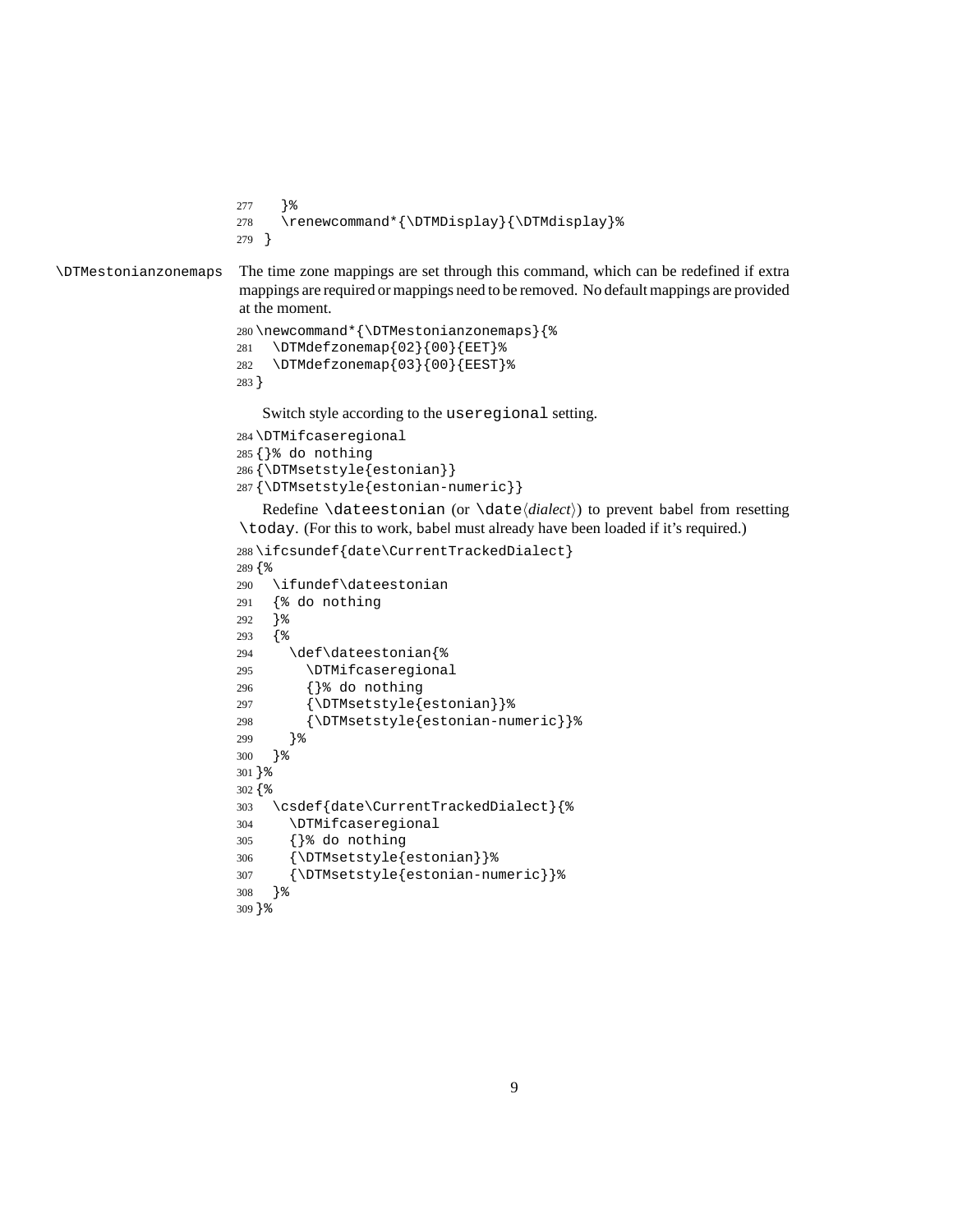```
277     }%
278     \renewcommand*{\DTMDisplay}{\DTMdisplay}%
279  }
```

`\DTMestonianzonemaps` The time zone mappings are set through this command, which can be redefined if extra mappings are required or mappings need to be removed. No default mappings are provided at the moment.

```
280 \newcommand*{\DTMestonianzonemaps}{%
281   \DTMdefzonemap{02}{00}{EET}%
282   \DTMdefzonemap{03}{00}{EEST}%
283 }
```

Switch style according to the `useregional` setting.

```
284 \DTMifcaseregional
285 {}% do nothing
286 {\DTMsetstyle{estonian}}
287 {\DTMsetstyle{estonian-numeric}}
```

Redefine `\dateestonian` (or `\date`⟨*dialect*⟩) to prevent babel from resetting `\today`. (For this to work, babel must already have been loaded if it's required.)

```
288 \ifcsundef{date\CurrentTrackedDialect}
289 {%
290   \ifundef\dateestonian
291   {% do nothing
292   }%
293   {%
294     \def\dateestonian{%
295       \DTMifcaseregional
296       {}% do nothing
297       {\DTMsetstyle{estonian}}%
298       {\DTMsetstyle{estonian-numeric}}%
299     }%
300   }%
301 }%
302 {%
303   \csdef{date\CurrentTrackedDialect}{%
304     \DTMifcaseregional
305     {}% do nothing
306     {\DTMsetstyle{estonian}}%
307     {\DTMsetstyle{estonian-numeric}}%
308   }%
309 }%
```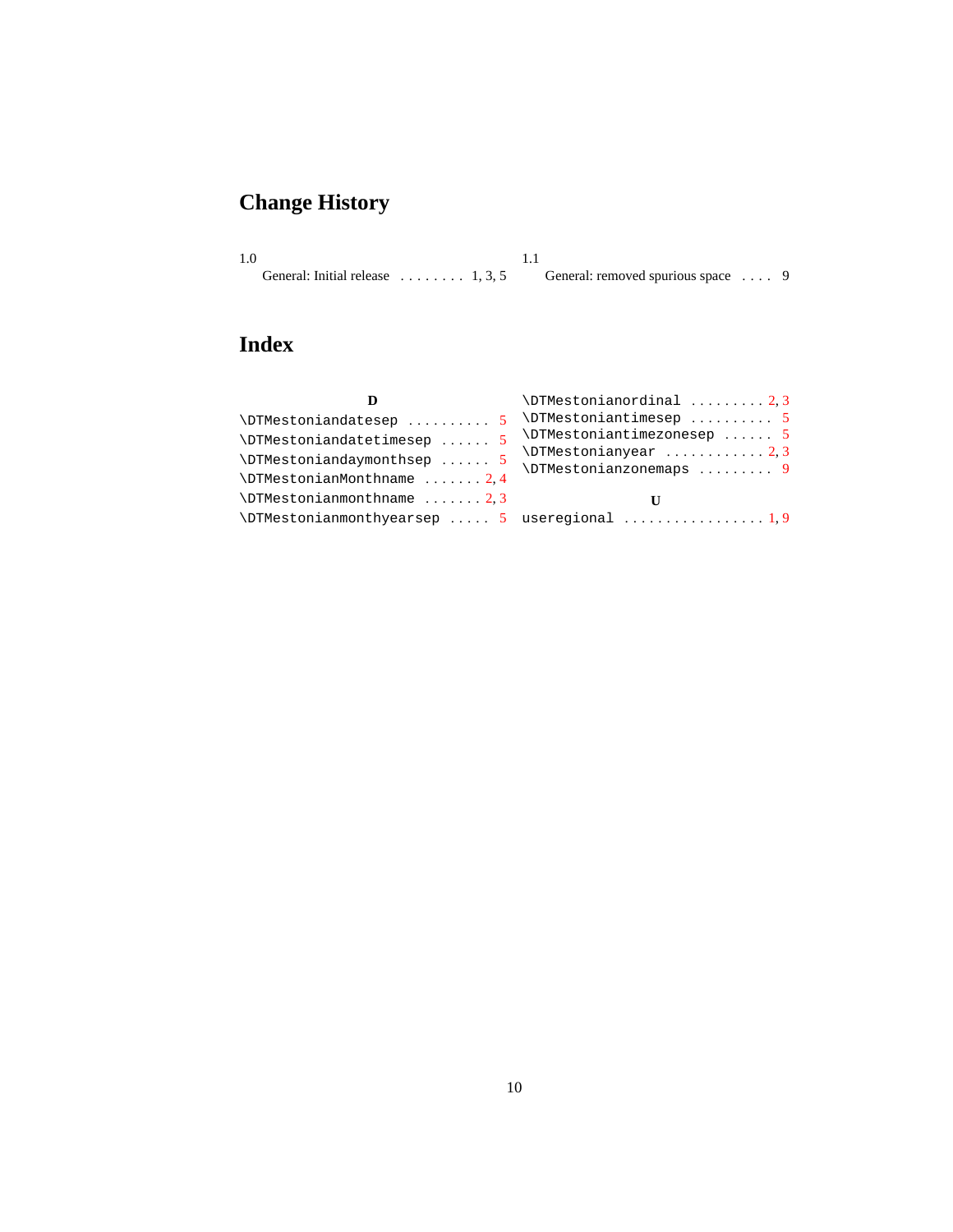# Change History

1.0

General: Initial release . . . . . . . . 1, 3, 5

1.1

General: removed spurious space . . . . 9

# Index

**D**

\DTMestoniandatesep . . . . . . . . . . 5

\DTMestoniandatetimesep . . . . . . 5

\DTMestoniandaymonthsep . . . . . . 5

\DTMestonianMonthname . . . . . . . 2, 4

\DTMestonianmonthname . . . . . . . 2, 3

\DTMestonianmonthyearsep . . . . . 5

\DTMestonianordinal . . . . . . . . . 2, 3

\DTMestoniantimesep . . . . . . . . . . 5

\DTMestoniantimezonesep . . . . . . 5

\DTMestonianyear . . . . . . . . . . . . 2, 3

\DTMestonianzonemaps . . . . . . . . . 9

**U**

useregional . . . . . . . . . . . . . . . . . 1, 9